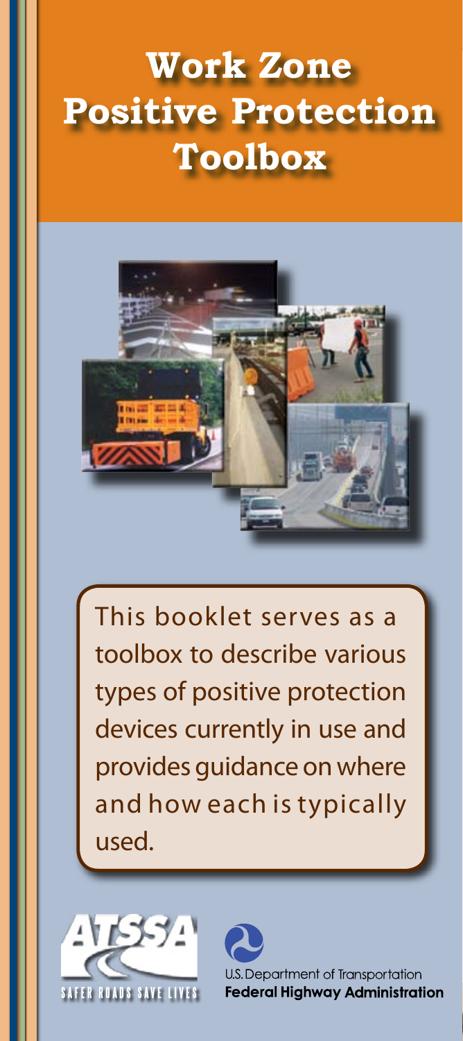# Work Zone Positive Protection Toolbox

This booklet serves as a toolbox to describe various types of positive protection devices currently in use and provides guidance on where and how each is typically used.

ATSSA

SAFER ROADS SAVE LIVES

U.S. Department of Transportation

**Federal Highway Administration**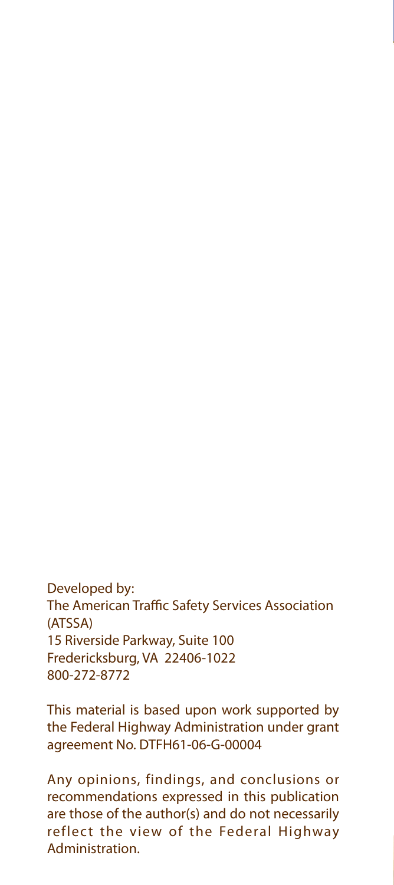Developed by:
The American Traffic Safety Services Association (ATSSA)
15 Riverside Parkway, Suite 100
Fredericksburg, VA 22406-1022
800-272-8772

This material is based upon work supported by the Federal Highway Administration under grant agreement No. DTFH61-06-G-00004

Any opinions, findings, and conclusions or recommendations expressed in this publication are those of the author(s) and do not necessarily reflect the view of the Federal Highway Administration.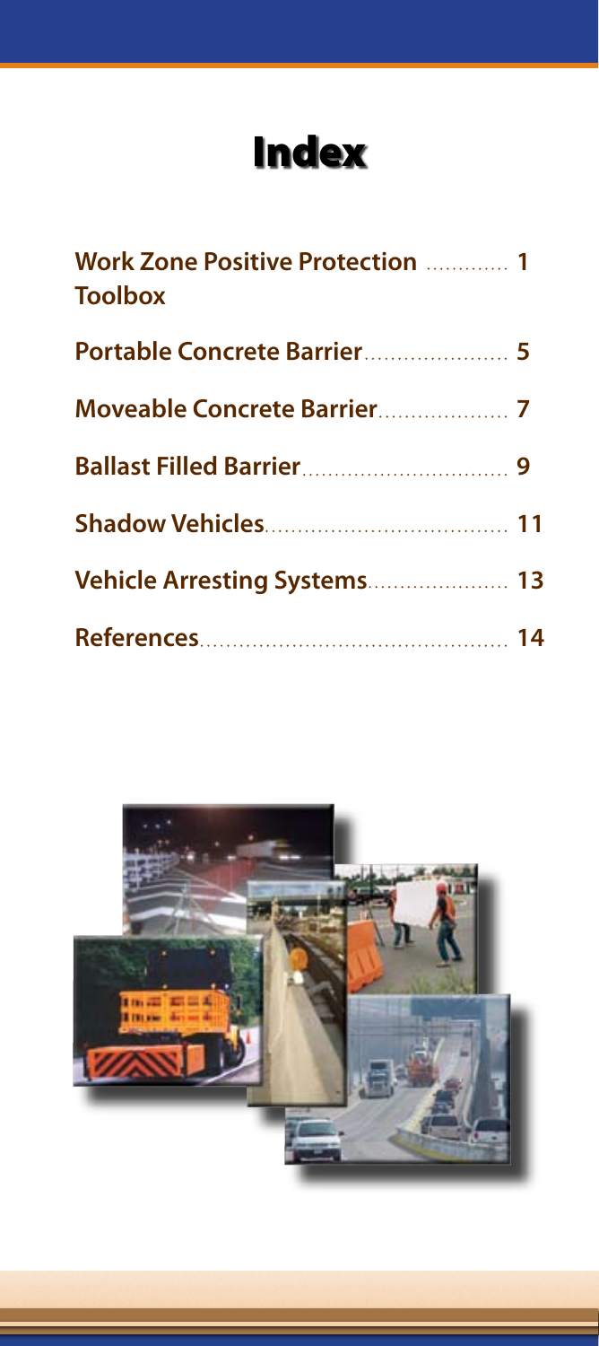# Index

| | |
|---|---|
| **Work Zone Positive Protection Toolbox** | **1** |
| **Portable Concrete Barrier** | **5** |
| **Moveable Concrete Barrier** | **7** |
| **Ballast Filled Barrier** | **9** |
| **Shadow Vehicles** | **11** |
| **Vehicle Arresting Systems** | **13** |
| **References** | **14** |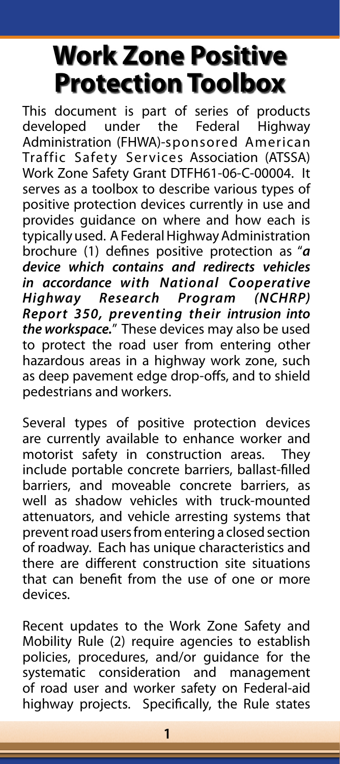# Work Zone Positive Protection Toolbox

This document is part of series of products developed under the Federal Highway Administration (FHWA)-sponsored American Traffic Safety Services Association (ATSSA) Work Zone Safety Grant DTFH61-06-C-00004. It serves as a toolbox to describe various types of positive protection devices currently in use and provides guidance on where and how each is typically used. A Federal Highway Administration brochure (1) defines positive protection as "***a device which contains and redirects vehicles in accordance with National Cooperative Highway Research Program (NCHRP) Report 350, preventing their intrusion into the workspace.***" These devices may also be used to protect the road user from entering other hazardous areas in a highway work zone, such as deep pavement edge drop-offs, and to shield pedestrians and workers.

Several types of positive protection devices are currently available to enhance worker and motorist safety in construction areas. They include portable concrete barriers, ballast-filled barriers, and moveable concrete barriers, as well as shadow vehicles with truck-mounted attenuators, and vehicle arresting systems that prevent road users from entering a closed section of roadway. Each has unique characteristics and there are different construction site situations that can benefit from the use of one or more devices.

Recent updates to the Work Zone Safety and Mobility Rule (2) require agencies to establish policies, procedures, and/or guidance for the systematic consideration and management of road user and worker safety on Federal-aid highway projects. Specifically, the Rule states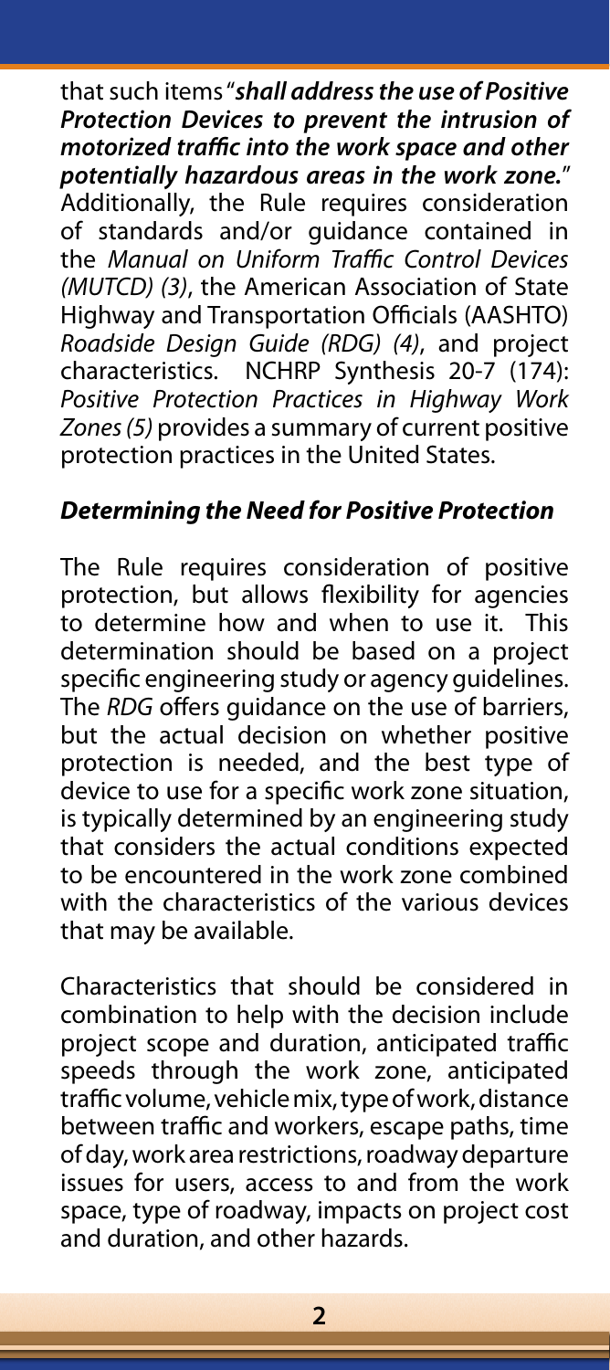that such items "***shall address the use of Positive Protection Devices to prevent the intrusion of motorized traffic into the work space and other potentially hazardous areas in the work zone.***" Additionally, the Rule requires consideration of standards and/or guidance contained in the *Manual on Uniform Traffic Control Devices (MUTCD) (3)*, the American Association of State Highway and Transportation Officials (AASHTO) *Roadside Design Guide (RDG) (4)*, and project characteristics. NCHRP Synthesis 20-7 (174): *Positive Protection Practices in Highway Work Zones (5)* provides a summary of current positive protection practices in the United States.

### *Determining the Need for Positive Protection*

The Rule requires consideration of positive protection, but allows flexibility for agencies to determine how and when to use it. This determination should be based on a project specific engineering study or agency guidelines. The *RDG* offers guidance on the use of barriers, but the actual decision on whether positive protection is needed, and the best type of device to use for a specific work zone situation, is typically determined by an engineering study that considers the actual conditions expected to be encountered in the work zone combined with the characteristics of the various devices that may be available.

Characteristics that should be considered in combination to help with the decision include project scope and duration, anticipated traffic speeds through the work zone, anticipated traffic volume, vehicle mix, type of work, distance between traffic and workers, escape paths, time of day, work area restrictions, roadway departure issues for users, access to and from the work space, type of roadway, impacts on project cost and duration, and other hazards.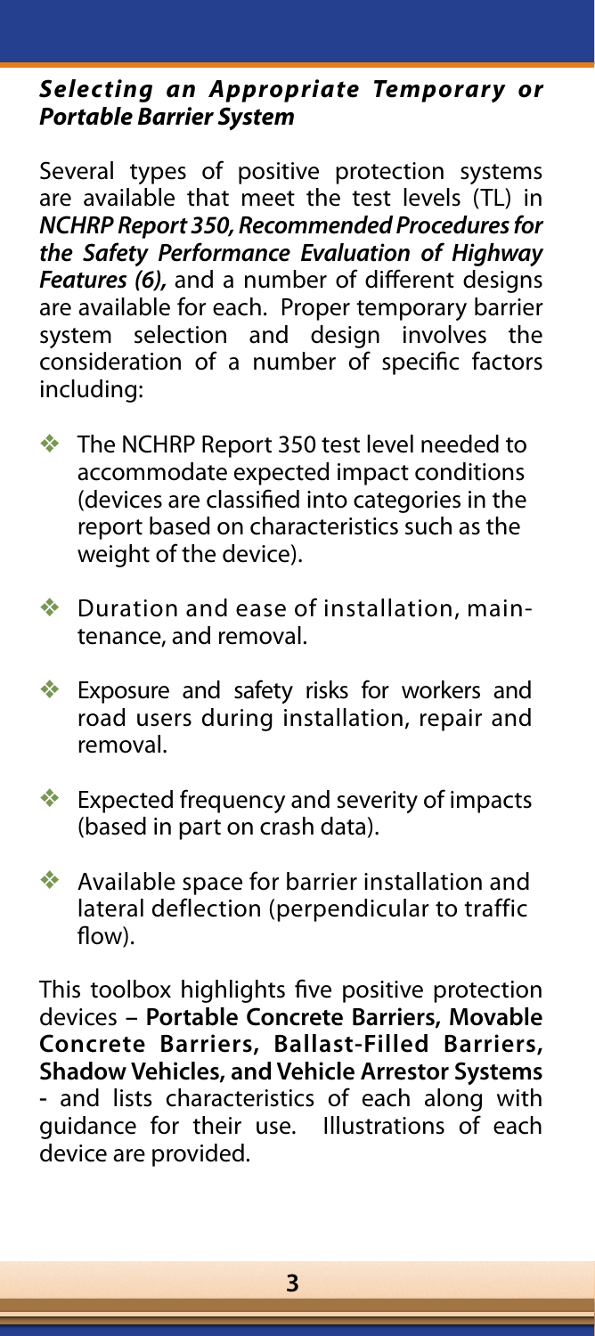## ***Selecting an Appropriate Temporary or Portable Barrier System***

Several types of positive protection systems are available that meet the test levels (TL) in ***NCHRP Report 350, Recommended Procedures for the Safety Performance Evaluation of Highway Features (6),*** and a number of different designs are available for each. Proper temporary barrier system selection and design involves the consideration of a number of specific factors including:

- The NCHRP Report 350 test level needed to accommodate expected impact conditions (devices are classified into categories in the report based on characteristics such as the weight of the device).
- Duration and ease of installation, maintenance, and removal.
- Exposure and safety risks for workers and road users during installation, repair and removal.
- Expected frequency and severity of impacts (based in part on crash data).
- Available space for barrier installation and lateral deflection (perpendicular to traffic flow).

This toolbox highlights five positive protection devices – **Portable Concrete Barriers, Movable Concrete Barriers, Ballast-Filled Barriers, Shadow Vehicles, and Vehicle Arrestor Systems** - and lists characteristics of each along with guidance for their use. Illustrations of each device are provided.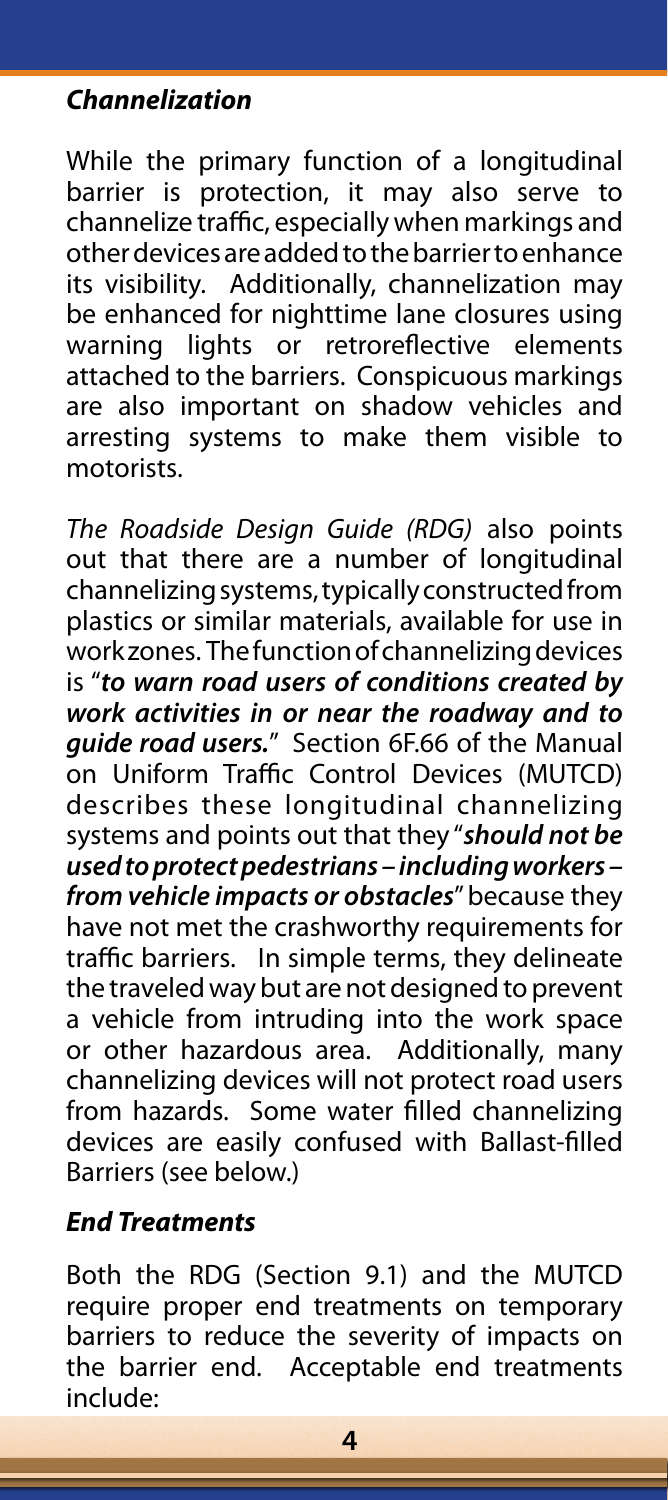### ***Channelization***

While the primary function of a longitudinal barrier is protection, it may also serve to channelize traffic, especially when markings and other devices are added to the barrier to enhance its visibility. Additionally, channelization may be enhanced for nighttime lane closures using warning lights or retroreflective elements attached to the barriers. Conspicuous markings are also important on shadow vehicles and arresting systems to make them visible to motorists.

*The Roadside Design Guide (RDG)* also points out that there are a number of longitudinal channelizing systems, typically constructed from plastics or similar materials, available for use in work zones. The function of channelizing devices is "***to warn road users of conditions created by work activities in or near the roadway and to guide road users.***" Section 6F.66 of the Manual on Uniform Traffic Control Devices (MUTCD) describes these longitudinal channelizing systems and points out that they "***should not be used to protect pedestrians – including workers – from vehicle impacts or obstacles***" because they have not met the crashworthy requirements for traffic barriers. In simple terms, they delineate the traveled way but are not designed to prevent a vehicle from intruding into the work space or other hazardous area. Additionally, many channelizing devices will not protect road users from hazards. Some water filled channelizing devices are easily confused with Ballast-filled Barriers (see below.)

### ***End Treatments***

Both the RDG (Section 9.1) and the MUTCD require proper end treatments on temporary barriers to reduce the severity of impacts on the barrier end. Acceptable end treatments include: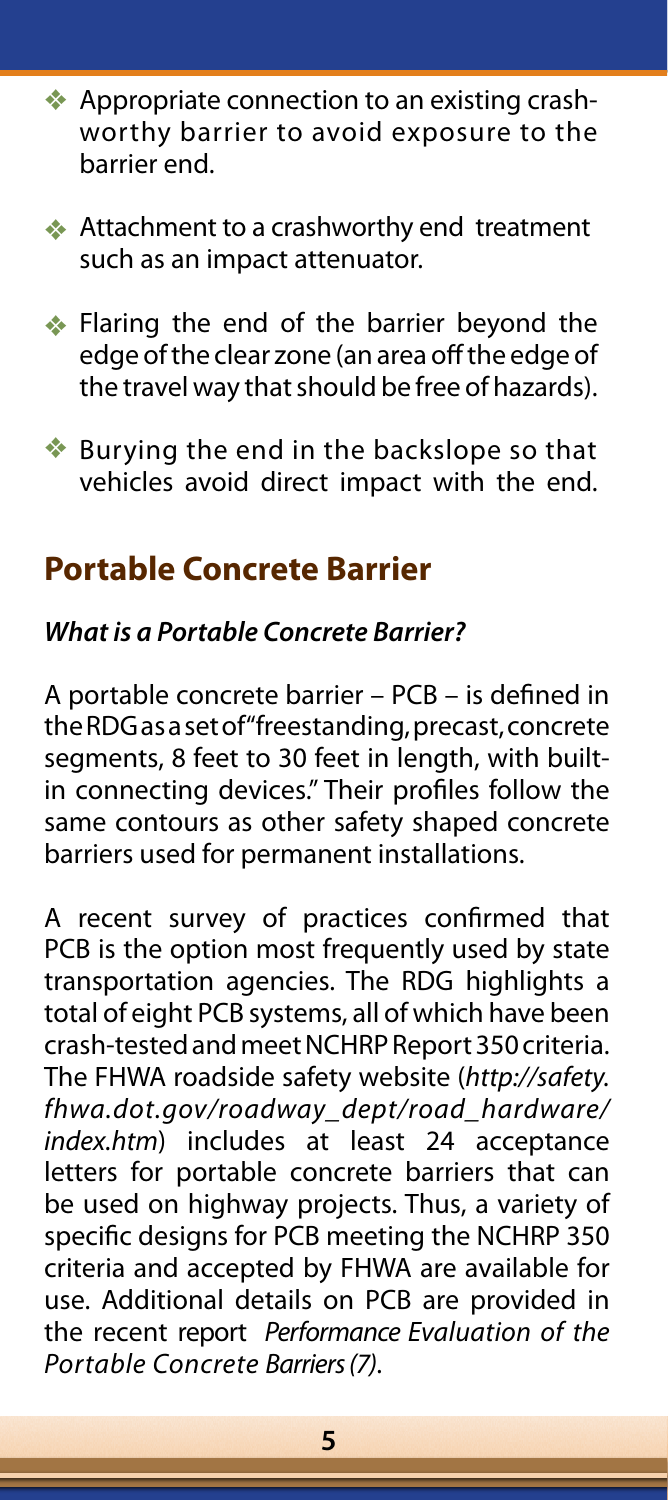- Appropriate connection to an existing crashworthy barrier to avoid exposure to the barrier end.
- Attachment to a crashworthy end treatment such as an impact attenuator.
- Flaring the end of the barrier beyond the edge of the clear zone (an area off the edge of the travel way that should be free of hazards).
- Burying the end in the backslope so that vehicles avoid direct impact with the end.

## Portable Concrete Barrier

### *What is a Portable Concrete Barrier?*

A portable concrete barrier – PCB – is defined in the RDG as a set of "freestanding, precast, concrete segments, 8 feet to 30 feet in length, with built-in connecting devices." Their profiles follow the same contours as other safety shaped concrete barriers used for permanent installations.

A recent survey of practices confirmed that PCB is the option most frequently used by state transportation agencies. The RDG highlights a total of eight PCB systems, all of which have been crash-tested and meet NCHRP Report 350 criteria. The FHWA roadside safety website (*http://safety.fhwa.dot.gov/roadway_dept/road_hardware/index.htm*) includes at least 24 acceptance letters for portable concrete barriers that can be used on highway projects. Thus, a variety of specific designs for PCB meeting the NCHRP 350 criteria and accepted by FHWA are available for use. Additional details on PCB are provided in the recent report *Performance Evaluation of the Portable Concrete Barriers (7)*.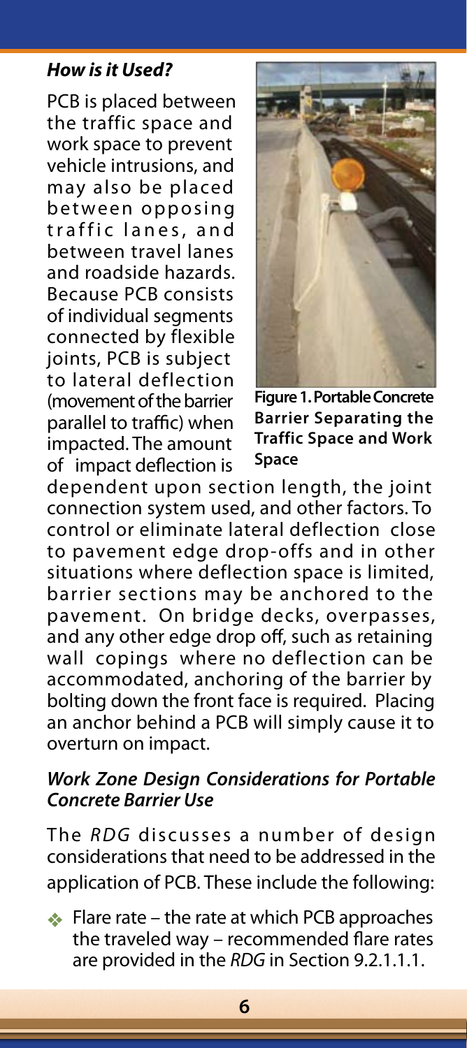### *How is it Used?*

PCB is placed between the traffic space and work space to prevent vehicle intrusions, and may also be placed between opposing traffic lanes, and between travel lanes and roadside hazards. Because PCB consists of individual segments connected by flexible joints, PCB is subject to lateral deflection (movement of the barrier parallel to traffic) when impacted. The amount of impact deflection is dependent upon section length, the joint connection system used, and other factors. To control or eliminate lateral deflection close to pavement edge drop-offs and in other situations where deflection space is limited, barrier sections may be anchored to the pavement. On bridge decks, overpasses, and any other edge drop off, such as retaining wall copings where no deflection can be accommodated, anchoring of the barrier by bolting down the front face is required. Placing an anchor behind a PCB will simply cause it to overturn on impact.

**Figure 1. Portable Concrete Barrier Separating the Traffic Space and Work Space**

### *Work Zone Design Considerations for Portable Concrete Barrier Use*

The *RDG* discusses a number of design considerations that need to be addressed in the application of PCB. These include the following:

- Flare rate – the rate at which PCB approaches the traveled way – recommended flare rates are provided in the *RDG* in Section 9.2.1.1.1.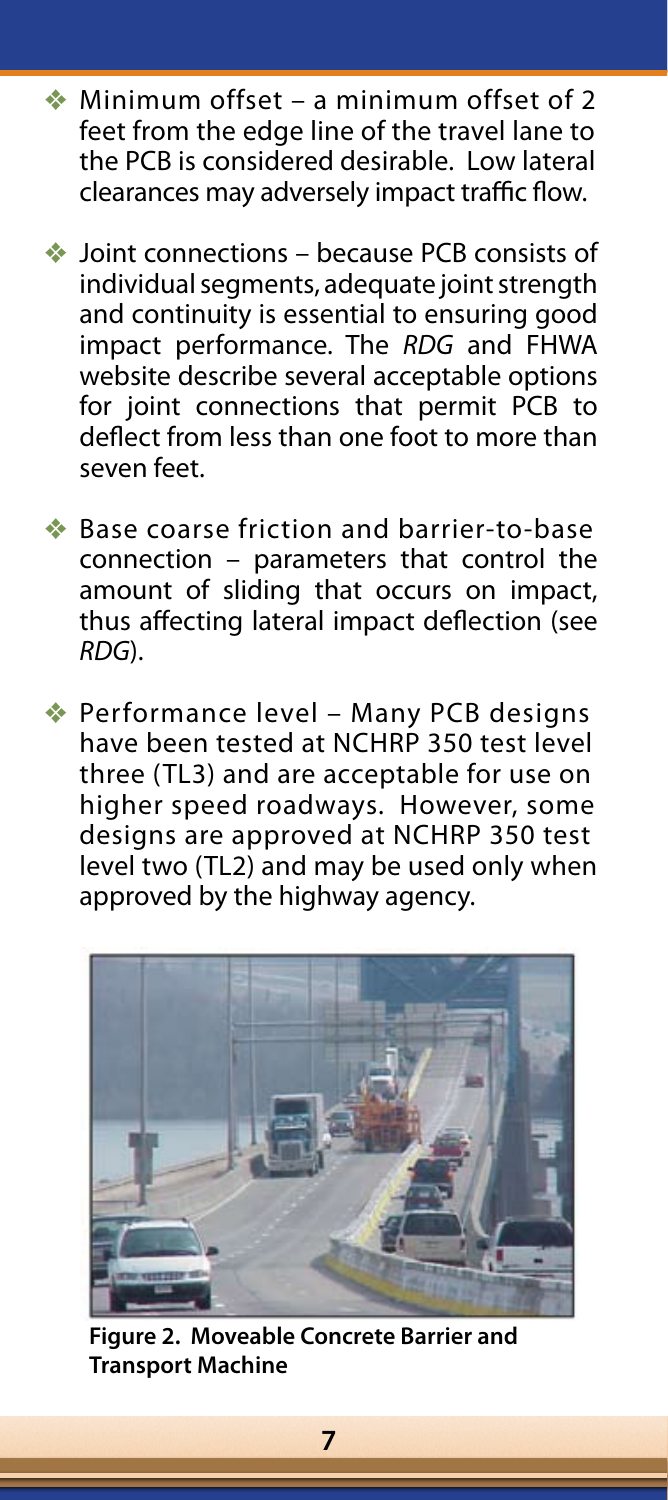- Minimum offset – a minimum offset of 2 feet from the edge line of the travel lane to the PCB is considered desirable. Low lateral clearances may adversely impact traffic flow.

- Joint connections – because PCB consists of individual segments, adequate joint strength and continuity is essential to ensuring good impact performance. The *RDG* and FHWA website describe several acceptable options for joint connections that permit PCB to deflect from less than one foot to more than seven feet.

- Base coarse friction and barrier-to-base connection – parameters that control the amount of sliding that occurs on impact, thus affecting lateral impact deflection (see *RDG*).

- Performance level – Many PCB designs have been tested at NCHRP 350 test level three (TL3) and are acceptable for use on higher speed roadways. However, some designs are approved at NCHRP 350 test level two (TL2) and may be used only when approved by the highway agency.

**Figure 2. Moveable Concrete Barrier and Transport Machine**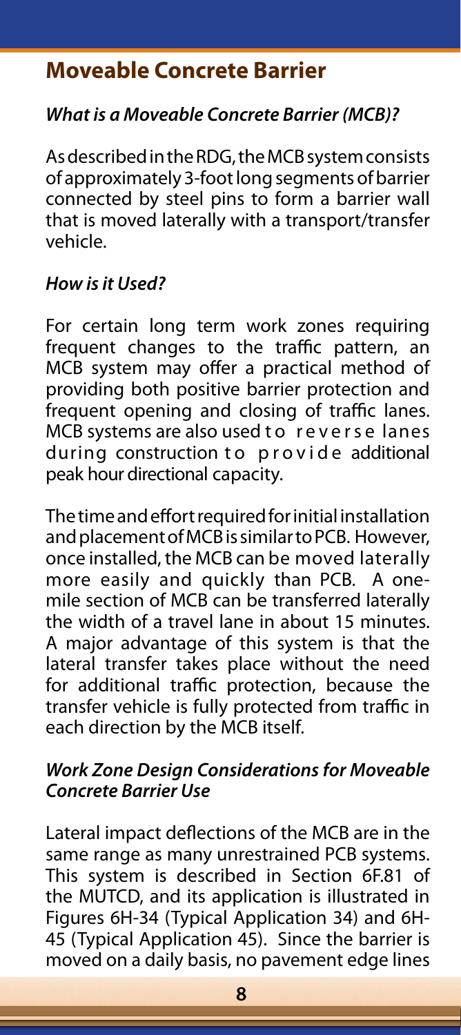## Moveable Concrete Barrier

### *What is a Moveable Concrete Barrier (MCB)?*

As described in the RDG, the MCB system consists of approximately 3-foot long segments of barrier connected by steel pins to form a barrier wall that is moved laterally with a transport/transfer vehicle.

### *How is it Used?*

For certain long term work zones requiring frequent changes to the traffic pattern, an MCB system may offer a practical method of providing both positive barrier protection and frequent opening and closing of traffic lanes. MCB systems are also used to reverse lanes during construction to provide additional peak hour directional capacity.

The time and effort required for initial installation and placement of MCB is similar to PCB. However, once installed, the MCB can be moved laterally more easily and quickly than PCB. A one-mile section of MCB can be transferred laterally the width of a travel lane in about 15 minutes. A major advantage of this system is that the lateral transfer takes place without the need for additional traffic protection, because the transfer vehicle is fully protected from traffic in each direction by the MCB itself.

### *Work Zone Design Considerations for Moveable Concrete Barrier Use*

Lateral impact deflections of the MCB are in the same range as many unrestrained PCB systems. This system is described in Section 6F.81 of the MUTCD, and its application is illustrated in Figures 6H-34 (Typical Application 34) and 6H-45 (Typical Application 45). Since the barrier is moved on a daily basis, no pavement edge lines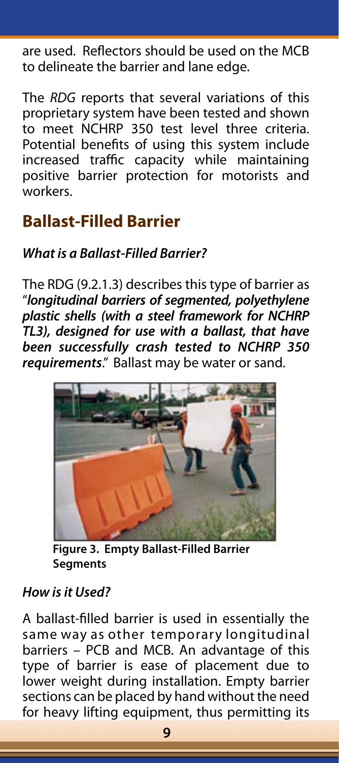are used. Reflectors should be used on the MCB to delineate the barrier and lane edge.

The *RDG* reports that several variations of this proprietary system have been tested and shown to meet NCHRP 350 test level three criteria. Potential benefits of using this system include increased traffic capacity while maintaining positive barrier protection for motorists and workers.

## Ballast-Filled Barrier

### *What is a Ballast-Filled Barrier?*

The RDG (9.2.1.3) describes this type of barrier as "***longitudinal barriers of segmented, polyethylene plastic shells (with a steel framework for NCHRP TL3), designed for use with a ballast, that have been successfully crash tested to NCHRP 350 requirements***." Ballast may be water or sand.

**Figure 3. Empty Ballast-Filled Barrier Segments**

### *How is it Used?*

A ballast-filled barrier is used in essentially the same way as other temporary longitudinal barriers – PCB and MCB. An advantage of this type of barrier is ease of placement due to lower weight during installation. Empty barrier sections can be placed by hand without the need for heavy lifting equipment, thus permitting its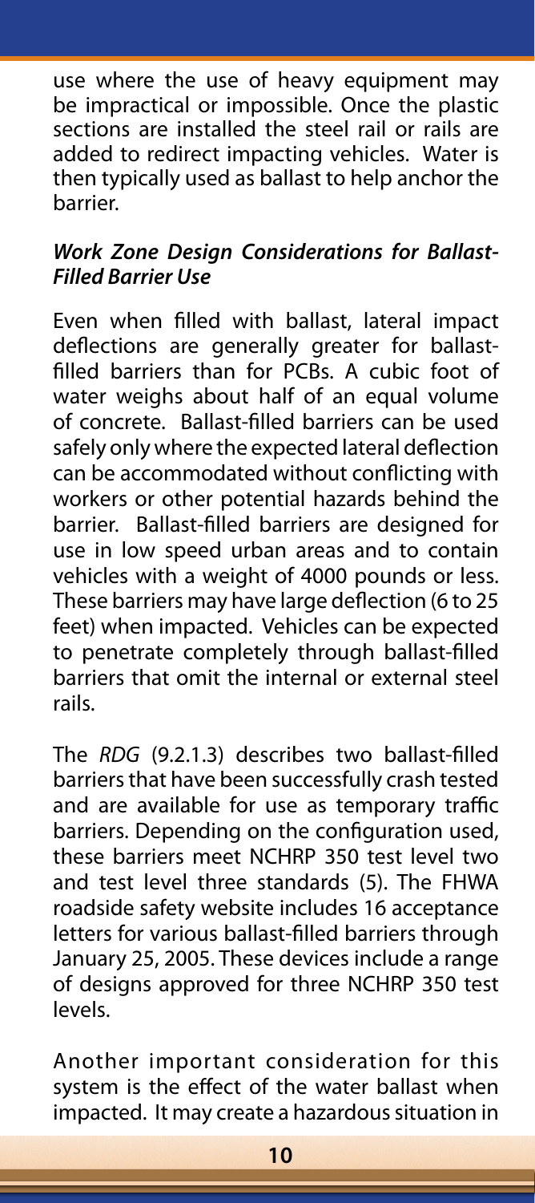use where the use of heavy equipment may be impractical or impossible. Once the plastic sections are installed the steel rail or rails are added to redirect impacting vehicles. Water is then typically used as ballast to help anchor the barrier.

***Work Zone Design Considerations for Ballast-Filled Barrier Use***

Even when filled with ballast, lateral impact deflections are generally greater for ballast-filled barriers than for PCBs. A cubic foot of water weighs about half of an equal volume of concrete. Ballast-filled barriers can be used safely only where the expected lateral deflection can be accommodated without conflicting with workers or other potential hazards behind the barrier. Ballast-filled barriers are designed for use in low speed urban areas and to contain vehicles with a weight of 4000 pounds or less. These barriers may have large deflection (6 to 25 feet) when impacted. Vehicles can be expected to penetrate completely through ballast-filled barriers that omit the internal or external steel rails.

The *RDG* (9.2.1.3) describes two ballast-filled barriers that have been successfully crash tested and are available for use as temporary traffic barriers. Depending on the configuration used, these barriers meet NCHRP 350 test level two and test level three standards (5). The FHWA roadside safety website includes 16 acceptance letters for various ballast-filled barriers through January 25, 2005. These devices include a range of designs approved for three NCHRP 350 test levels.

Another important consideration for this system is the effect of the water ballast when impacted. It may create a hazardous situation in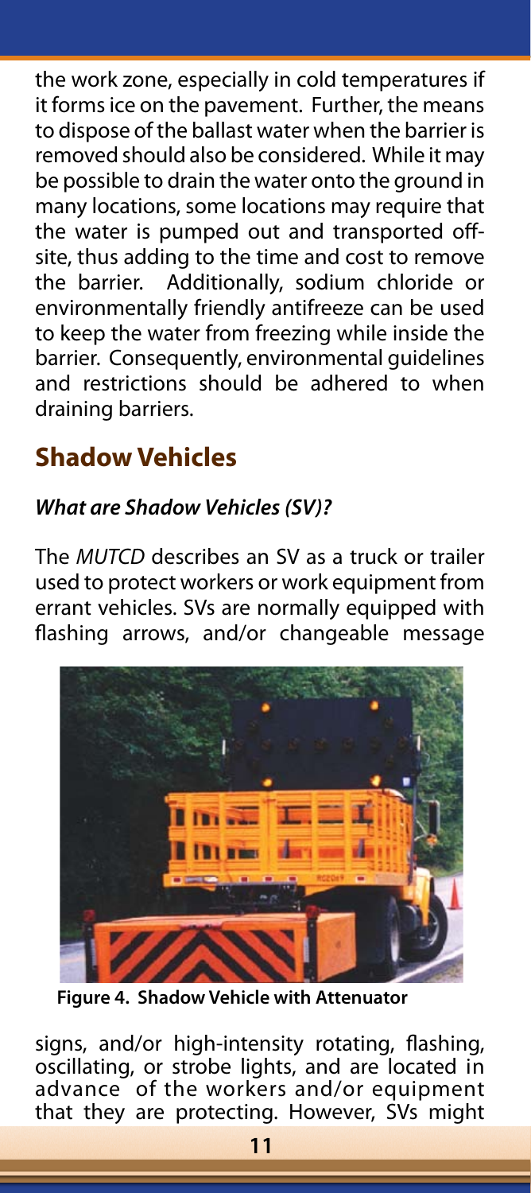the work zone, especially in cold temperatures if it forms ice on the pavement. Further, the means to dispose of the ballast water when the barrier is removed should also be considered. While it may be possible to drain the water onto the ground in many locations, some locations may require that the water is pumped out and transported off-site, thus adding to the time and cost to remove the barrier. Additionally, sodium chloride or environmentally friendly antifreeze can be used to keep the water from freezing while inside the barrier. Consequently, environmental guidelines and restrictions should be adhered to when draining barriers.

## Shadow Vehicles

### *What are Shadow Vehicles (SV)?*

The *MUTCD* describes an SV as a truck or trailer used to protect workers or work equipment from errant vehicles. SVs are normally equipped with flashing arrows, and/or changeable message

**Figure 4. Shadow Vehicle with Attenuator**

signs, and/or high-intensity rotating, flashing, oscillating, or strobe lights, and are located in advance of the workers and/or equipment that they are protecting. However, SVs might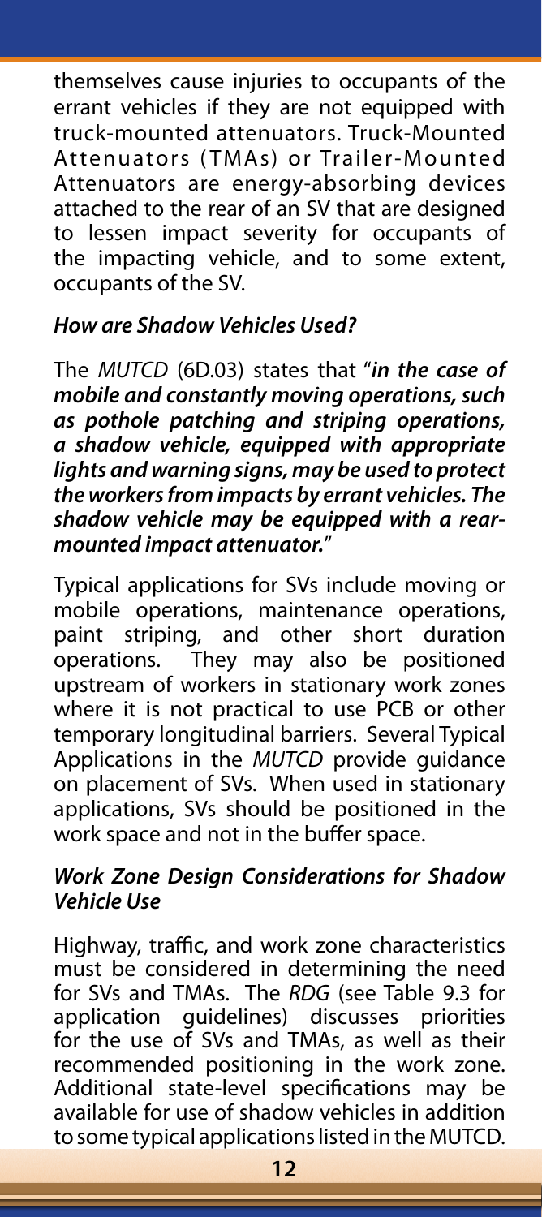themselves cause injuries to occupants of the errant vehicles if they are not equipped with truck-mounted attenuators. Truck-Mounted Attenuators (TMAs) or Trailer-Mounted Attenuators are energy-absorbing devices attached to the rear of an SV that are designed to lessen impact severity for occupants of the impacting vehicle, and to some extent, occupants of the SV.

### *How are Shadow Vehicles Used?*

The *MUTCD* (6D.03) states that "***in the case of mobile and constantly moving operations, such as pothole patching and striping operations, a shadow vehicle, equipped with appropriate lights and warning signs, may be used to protect the workers from impacts by errant vehicles. The shadow vehicle may be equipped with a rear-mounted impact attenuator.***"

Typical applications for SVs include moving or mobile operations, maintenance operations, paint striping, and other short duration operations. They may also be positioned upstream of workers in stationary work zones where it is not practical to use PCB or other temporary longitudinal barriers. Several Typical Applications in the *MUTCD* provide guidance on placement of SVs. When used in stationary applications, SVs should be positioned in the work space and not in the buffer space.

### *Work Zone Design Considerations for Shadow Vehicle Use*

Highway, traffic, and work zone characteristics must be considered in determining the need for SVs and TMAs. The *RDG* (see Table 9.3 for application guidelines) discusses priorities for the use of SVs and TMAs, as well as their recommended positioning in the work zone. Additional state-level specifications may be available for use of shadow vehicles in addition to some typical applications listed in the MUTCD.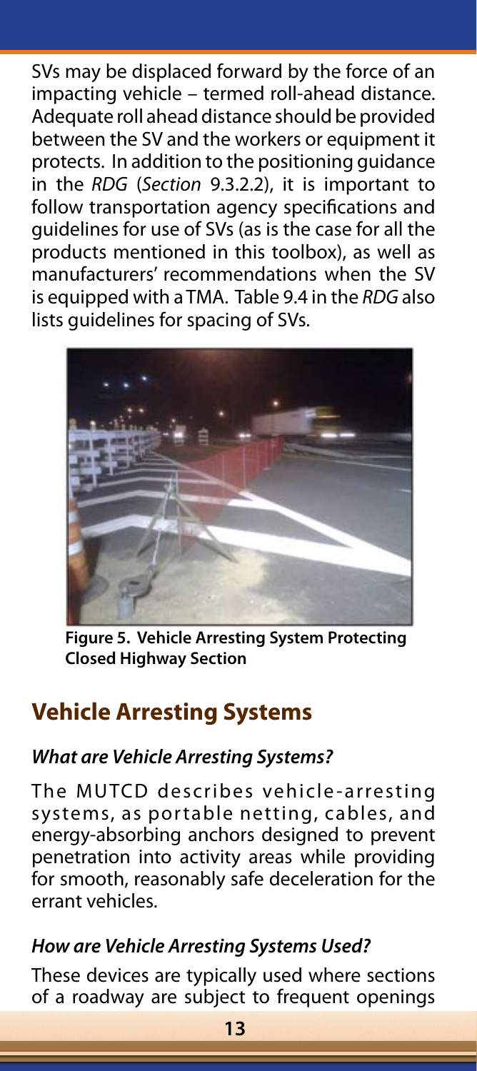SVs may be displaced forward by the force of an impacting vehicle – termed roll-ahead distance. Adequate roll ahead distance should be provided between the SV and the workers or equipment it protects. In addition to the positioning guidance in the *RDG* (*Section* 9.3.2.2), it is important to follow transportation agency specifications and guidelines for use of SVs (as is the case for all the products mentioned in this toolbox), as well as manufacturers' recommendations when the SV is equipped with a TMA. Table 9.4 in the *RDG* also lists guidelines for spacing of SVs.

**Figure 5. Vehicle Arresting System Protecting Closed Highway Section**

## Vehicle Arresting Systems

### *What are Vehicle Arresting Systems?*

The MUTCD describes vehicle-arresting systems, as portable netting, cables, and energy-absorbing anchors designed to prevent penetration into activity areas while providing for smooth, reasonably safe deceleration for the errant vehicles.

### *How are Vehicle Arresting Systems Used?*

These devices are typically used where sections of a roadway are subject to frequent openings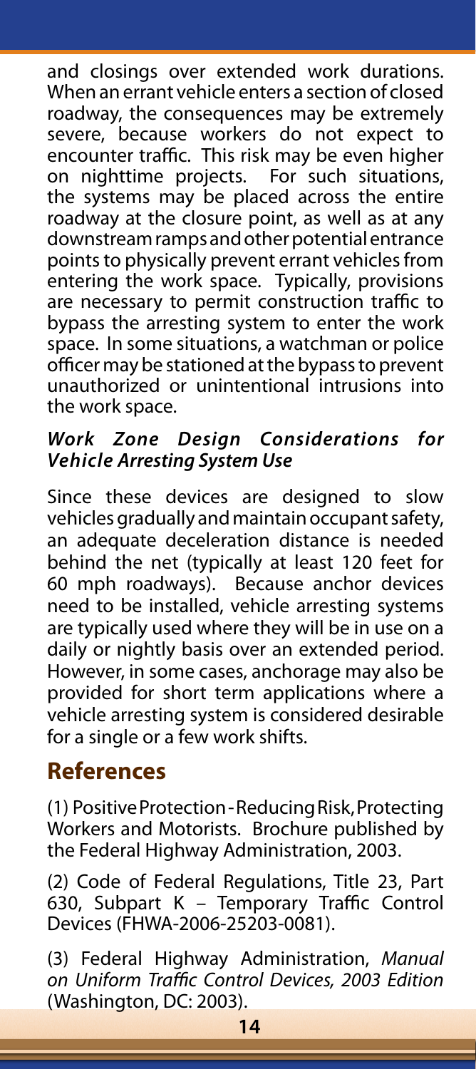and closings over extended work durations. When an errant vehicle enters a section of closed roadway, the consequences may be extremely severe, because workers do not expect to encounter traffic. This risk may be even higher on nighttime projects. For such situations, the systems may be placed across the entire roadway at the closure point, as well as at any downstream ramps and other potential entrance points to physically prevent errant vehicles from entering the work space. Typically, provisions are necessary to permit construction traffic to bypass the arresting system to enter the work space. In some situations, a watchman or police officer may be stationed at the bypass to prevent unauthorized or unintentional intrusions into the work space.

***Work Zone Design Considerations for Vehicle Arresting System Use***

Since these devices are designed to slow vehicles gradually and maintain occupant safety, an adequate deceleration distance is needed behind the net (typically at least 120 feet for 60 mph roadways). Because anchor devices need to be installed, vehicle arresting systems are typically used where they will be in use on a daily or nightly basis over an extended period. However, in some cases, anchorage may also be provided for short term applications where a vehicle arresting system is considered desirable for a single or a few work shifts.

## References

(1) Positive Protection - Reducing Risk, Protecting Workers and Motorists. Brochure published by the Federal Highway Administration, 2003.

(2) Code of Federal Regulations, Title 23, Part 630, Subpart K – Temporary Traffic Control Devices (FHWA-2006-25203-0081).

(3) Federal Highway Administration, *Manual on Uniform Traffic Control Devices, 2003 Edition* (Washington, DC: 2003).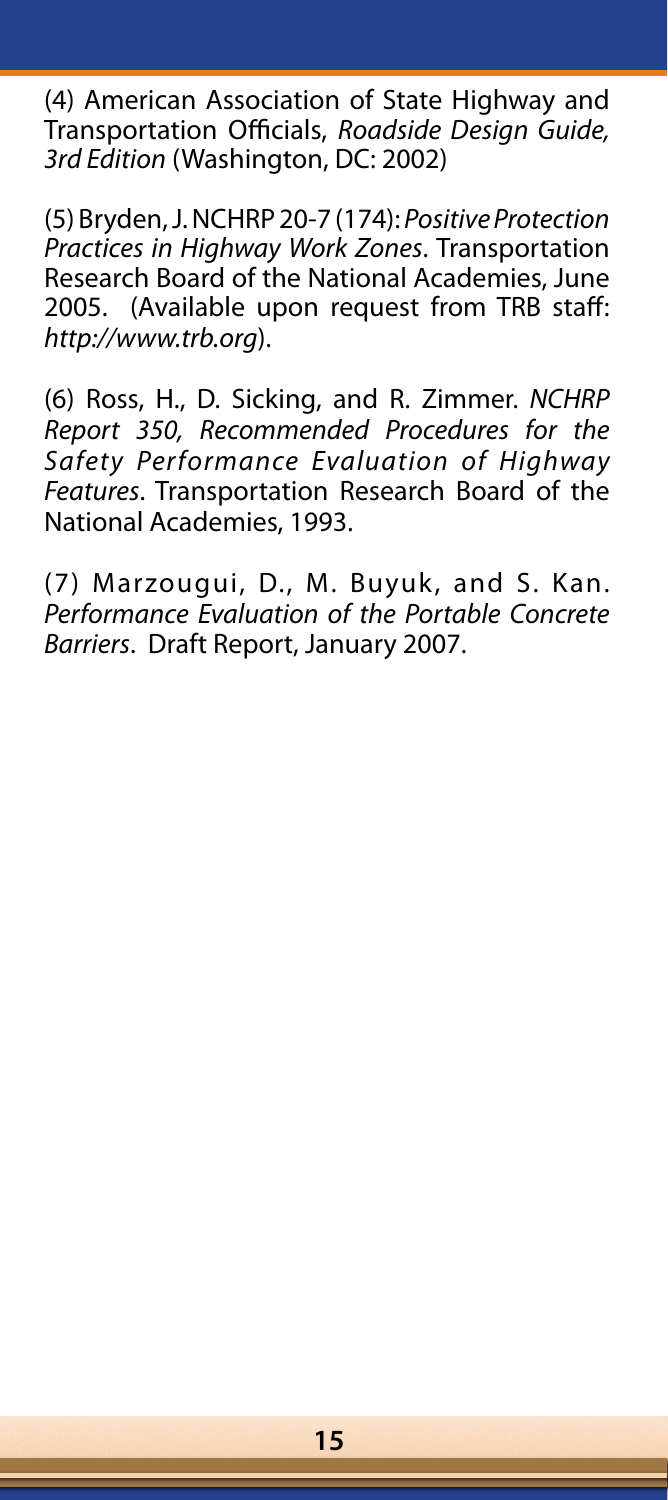(4) American Association of State Highway and Transportation Officials, *Roadside Design Guide, 3rd Edition* (Washington, DC: 2002)

(5) Bryden, J. NCHRP 20-7 (174): *Positive Protection Practices in Highway Work Zones*. Transportation Research Board of the National Academies, June 2005. (Available upon request from TRB staff: *http://www.trb.org*).

(6) Ross, H., D. Sicking, and R. Zimmer. *NCHRP Report 350, Recommended Procedures for the Safety Performance Evaluation of Highway Features*. Transportation Research Board of the National Academies, 1993.

(7) Marzougui, D., M. Buyuk, and S. Kan. *Performance Evaluation of the Portable Concrete Barriers*. Draft Report, January 2007.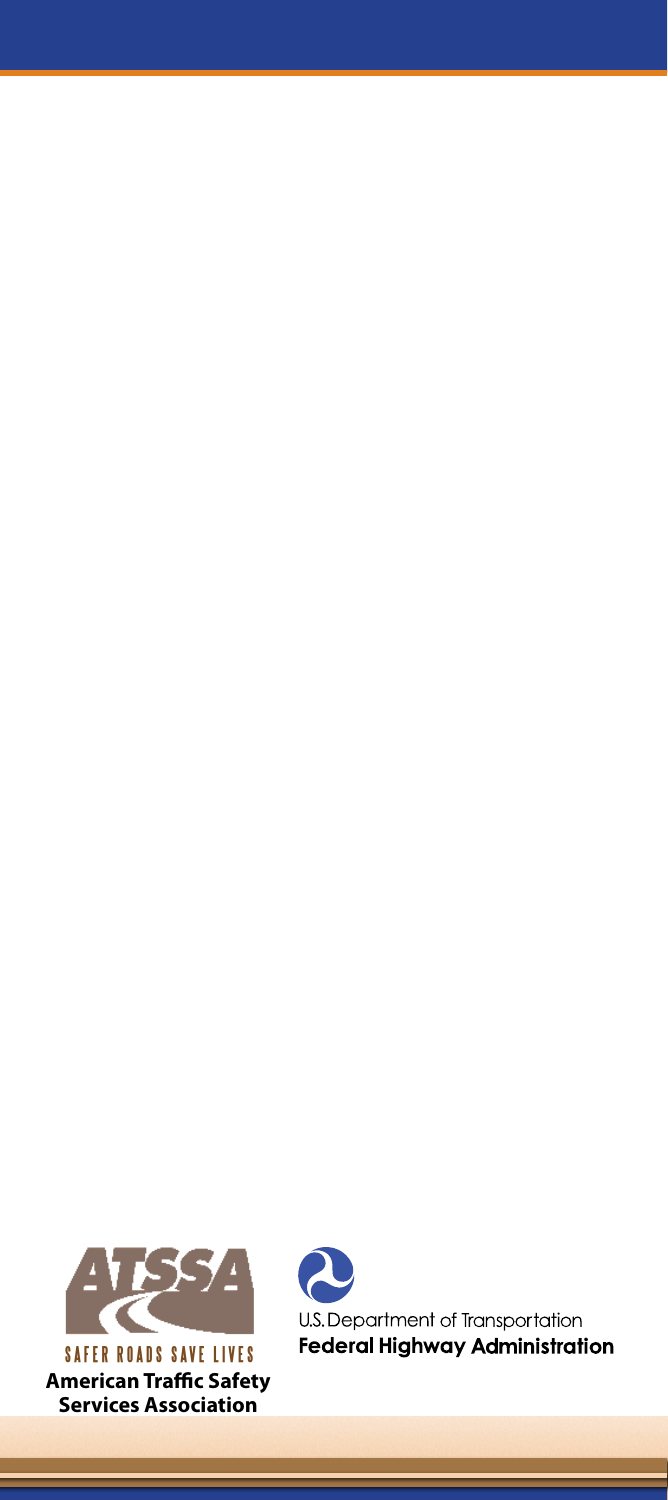SAFER ROADS SAVE LIVES

**American Traffic Safety Services Association**

U.S. Department of Transportation

**Federal Highway Administration**